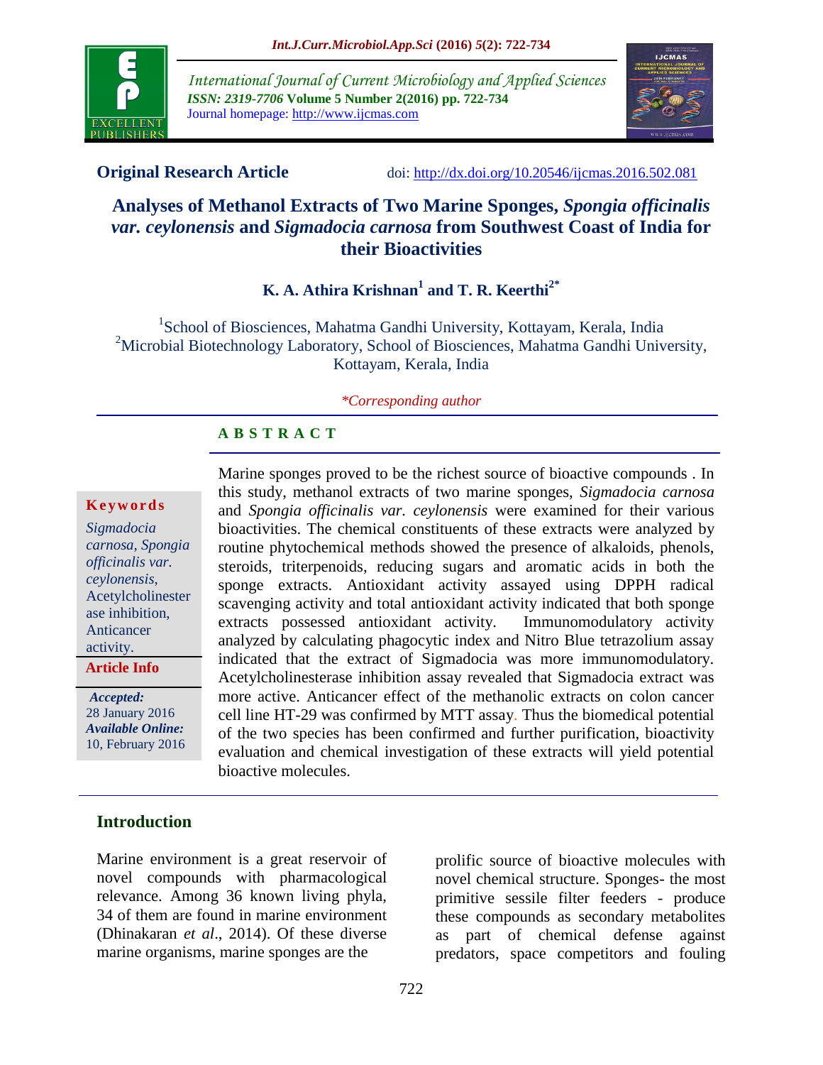International Journal of Current Microbiology and Applied Sciences
*ISSN: 2319-7706* **Volume 5 Number 2(2016) pp. 722-734**
Journal homepage: http://www.ijcmas.com

**Original Research Article** doi: http://dx.doi.org/10.20546/ijcmas.2016.502.081

# Analyses of Methanol Extracts of Two Marine Sponges, *Spongia officinalis var. ceylonensis* and *Sigmadocia carnosa* from Southwest Coast of India for their Bioactivities

**K. A. Athira Krishnan[1] and T. R. Keerthi[2*]**

[1]School of Biosciences, Mahatma Gandhi University, Kottayam, Kerala, India
[2]Microbial Biotechnology Laboratory, School of Biosciences, Mahatma Gandhi University, Kottayam, Kerala, India

*\*Corresponding author*

**Keywords**

*Sigmadocia carnosa, Spongia officinalis var. ceylonensis,* Acetylcholinesterase inhibition, Anticancer activity.

**Article Info**

***Accepted:*** 28 January 2016
***Available Online:*** 10, February 2016

## A B S T R A C T

Marine sponges proved to be the richest source of bioactive compounds . In this study, methanol extracts of two marine sponges, *Sigmadocia carnosa* and *Spongia officinalis var. ceylonensis* were examined for their various bioactivities. The chemical constituents of these extracts were analyzed by routine phytochemical methods showed the presence of alkaloids, phenols, steroids, triterpenoids, reducing sugars and aromatic acids in both the sponge extracts. Antioxidant activity assayed using DPPH radical scavenging activity and total antioxidant activity indicated that both sponge extracts possessed antioxidant activity. Immunomodulatory activity analyzed by calculating phagocytic index and Nitro Blue tetrazolium assay indicated that the extract of Sigmadocia was more immunomodulatory. Acetylcholinesterase inhibition assay revealed that Sigmadocia extract was more active. Anticancer effect of the methanolic extracts on colon cancer cell line HT-29 was confirmed by MTT assay. Thus the biomedical potential of the two species has been confirmed and further purification, bioactivity evaluation and chemical investigation of these extracts will yield potential bioactive molecules.

## Introduction

Marine environment is a great reservoir of novel compounds with pharmacological relevance. Among 36 known living phyla, 34 of them are found in marine environment (Dhinakaran *et al*., 2014). Of these diverse marine organisms, marine sponges are the prolific source of bioactive molecules with novel chemical structure. Sponges- the most primitive sessile filter feeders - produce these compounds as secondary metabolites as part of chemical defense against predators, space competitors and fouling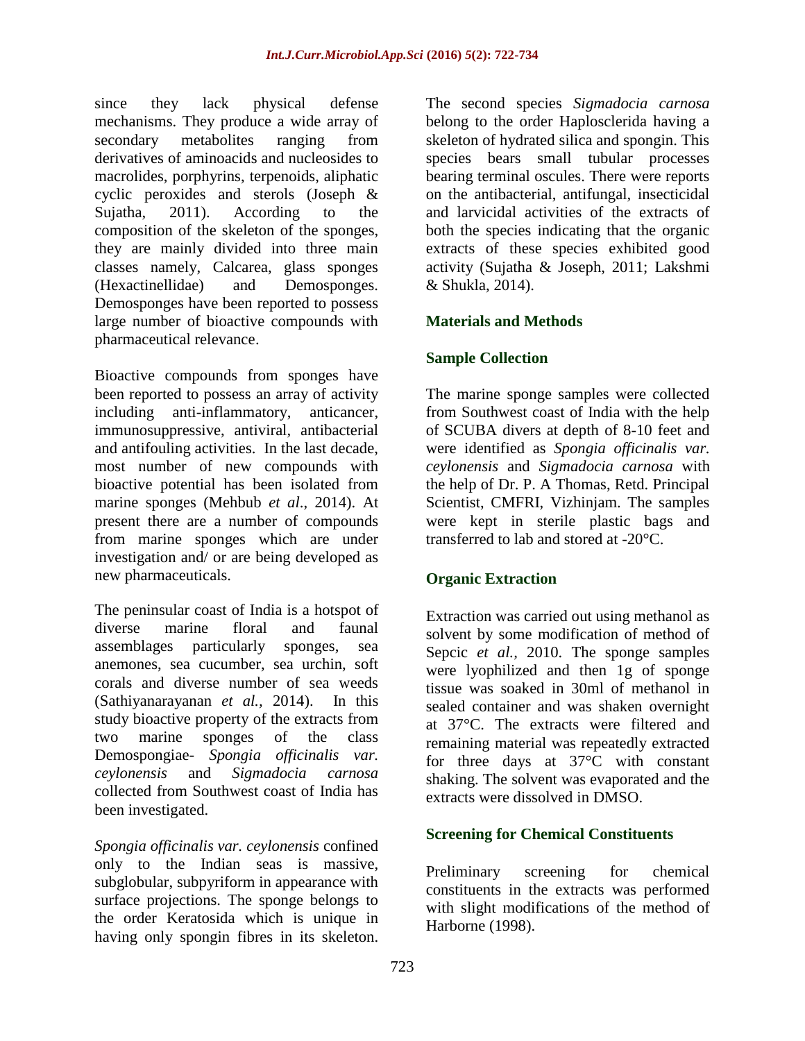since they lack physical defense mechanisms. They produce a wide array of secondary metabolites ranging from derivatives of aminoacids and nucleosides to macrolides, porphyrins, terpenoids, aliphatic cyclic peroxides and sterols (Joseph & Sujatha, 2011). According to the composition of the skeleton of the sponges, they are mainly divided into three main classes namely, Calcarea, glass sponges (Hexactinellidae) and Demosponges. Demosponges have been reported to possess large number of bioactive compounds with pharmaceutical relevance.

Bioactive compounds from sponges have been reported to possess an array of activity including anti-inflammatory, anticancer, immunosuppressive, antiviral, antibacterial and antifouling activities. In the last decade, most number of new compounds with bioactive potential has been isolated from marine sponges (Mehbub *et al.*, 2014). At present there are a number of compounds from marine sponges which are under investigation and/ or are being developed as new pharmaceuticals.

The peninsular coast of India is a hotspot of diverse marine floral and faunal assemblages particularly sponges, sea anemones, sea cucumber, sea urchin, soft corals and diverse number of sea weeds (Sathiyanarayanan *et al.,* 2014). In this study bioactive property of the extracts from two marine sponges of the class Demospongiae- *Spongia officinalis var. ceylonensis* and *Sigmadocia carnosa* collected from Southwest coast of India has been investigated.

*Spongia officinalis var. ceylonensis* confined only to the Indian seas is massive, subglobular, subpyriform in appearance with surface projections. The sponge belongs to the order Keratosida which is unique in having only spongin fibres in its skeleton. The second species *Sigmadocia carnosa* belong to the order Haplosclerida having a skeleton of hydrated silica and spongin. This species bears small tubular processes bearing terminal oscules. There were reports on the antibacterial, antifungal, insecticidal and larvicidal activities of the extracts of both the species indicating that the organic extracts of these species exhibited good activity (Sujatha & Joseph, 2011; Lakshmi & Shukla, 2014).

## Materials and Methods

### Sample Collection

The marine sponge samples were collected from Southwest coast of India with the help of SCUBA divers at depth of 8-10 feet and were identified as *Spongia officinalis var. ceylonensis* and *Sigmadocia carnosa* with the help of Dr. P. A Thomas, Retd. Principal Scientist, CMFRI, Vizhinjam. The samples were kept in sterile plastic bags and transferred to lab and stored at -20°C.

### Organic Extraction

Extraction was carried out using methanol as solvent by some modification of method of Sepcic *et al.*, 2010. The sponge samples were lyophilized and then 1g of sponge tissue was soaked in 30ml of methanol in sealed container and was shaken overnight at 37°C. The extracts were filtered and remaining material was repeatedly extracted for three days at 37°C with constant shaking. The solvent was evaporated and the extracts were dissolved in DMSO.

### Screening for Chemical Constituents

Preliminary screening for chemical constituents in the extracts was performed with slight modifications of the method of Harborne (1998).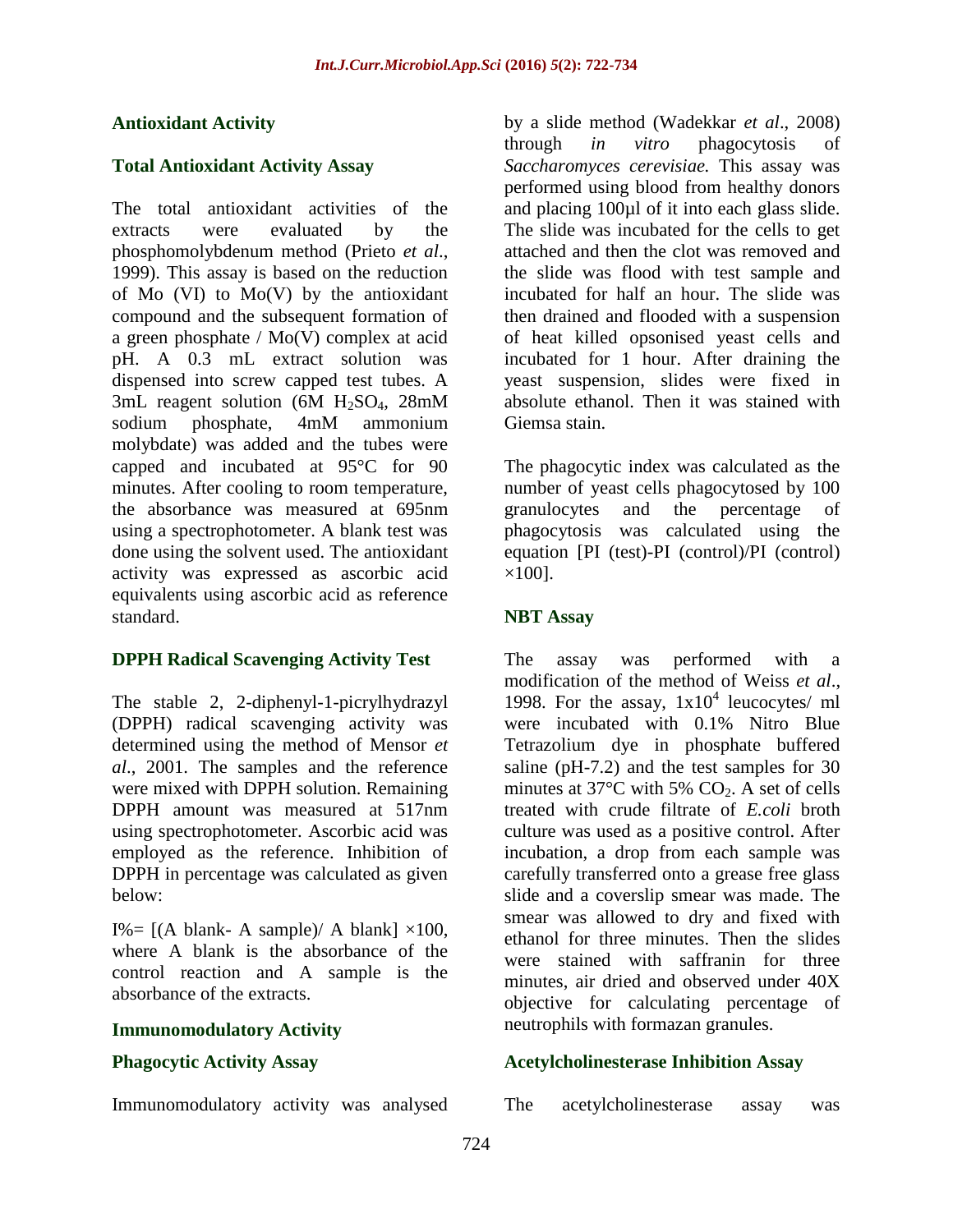## Antioxidant Activity

### Total Antioxidant Activity Assay

The total antioxidant activities of the extracts were evaluated by the phosphomolybdenum method (Prieto *et al*., 1999). This assay is based on the reduction of Mo (VI) to Mo(V) by the antioxidant compound and the subsequent formation of a green phosphate / Mo(V) complex at acid pH. A 0.3 mL extract solution was dispensed into screw capped test tubes. A 3mL reagent solution (6M $H_2SO_4$, 28mM sodium phosphate, 4mM ammonium molybdate) was added and the tubes were capped and incubated at 95°C for 90 minutes. After cooling to room temperature, the absorbance was measured at 695nm using a spectrophotometer. A blank test was done using the solvent used. The antioxidant activity was expressed as ascorbic acid equivalents using ascorbic acid as reference standard.

### DPPH Radical Scavenging Activity Test

The stable 2, 2-diphenyl-1-picrylhydrazyl (DPPH) radical scavenging activity was determined using the method of Mensor *et al*., 2001. The samples and the reference were mixed with DPPH solution. Remaining DPPH amount was measured at 517nm using spectrophotometer. Ascorbic acid was employed as the reference. Inhibition of DPPH in percentage was calculated as given below:

$I\% = [(A\ blank - A\ sample)/\ A\ blank] \times 100$, where A blank is the absorbance of the control reaction and A sample is the absorbance of the extracts.

## Immunomodulatory Activity

### Phagocytic Activity Assay

Immunomodulatory activity was analysed by a slide method (Wadekkar *et al*., 2008) through *in vitro* phagocytosis of *Saccharomyces cerevisiae.* This assay was performed using blood from healthy donors and placing 100µl of it into each glass slide. The slide was incubated for the cells to get attached and then the clot was removed and the slide was flood with test sample and incubated for half an hour. The slide was then drained and flooded with a suspension of heat killed opsonised yeast cells and incubated for 1 hour. After draining the yeast suspension, slides were fixed in absolute ethanol. Then it was stained with Giemsa stain.

The phagocytic index was calculated as the number of yeast cells phagocytosed by 100 granulocytes and the percentage of phagocytosis was calculated using the equation [PI (test)-PI (control)/PI (control) ×100].

### NBT Assay

The assay was performed with a modification of the method of Weiss *et al*., 1998. For the assay, $1x10^4$ leucocytes/ ml were incubated with 0.1% Nitro Blue Tetrazolium dye in phosphate buffered saline (pH-7.2) and the test samples for 30 minutes at 37°C with 5% $CO_2$. A set of cells treated with crude filtrate of *E.coli* broth culture was used as a positive control. After incubation, a drop from each sample was carefully transferred onto a grease free glass slide and a coverslip smear was made. The smear was allowed to dry and fixed with ethanol for three minutes. Then the slides were stained with saffranin for three minutes, air dried and observed under 40X objective for calculating percentage of neutrophils with formazan granules.

### Acetylcholinesterase Inhibition Assay

The acetylcholinesterase assay was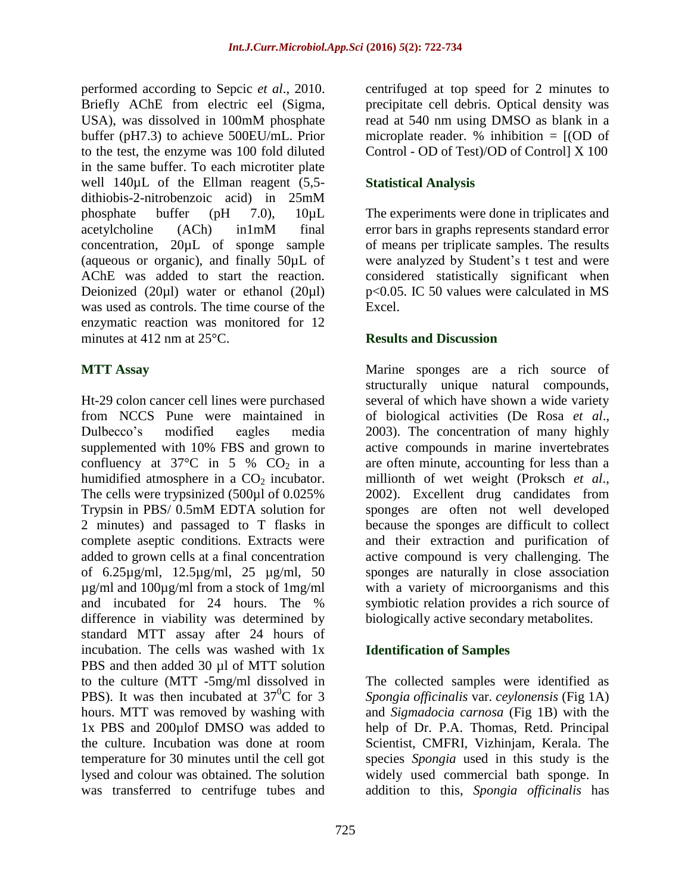performed according to Sepcic *et al*., 2010. Briefly AChE from electric eel (Sigma, USA), was dissolved in 100mM phosphate buffer (pH7.3) to achieve 500EU/mL. Prior to the test, the enzyme was 100 fold diluted in the same buffer. To each microtiter plate well 140µL of the Ellman reagent (5,5-dithiobis-2-nitrobenzoic acid) in 25mM phosphate buffer (pH 7.0), 10µL acetylcholine (ACh) in1mM final concentration, 20µL of sponge sample (aqueous or organic), and finally 50µL of AChE was added to start the reaction. Deionized (20µl) water or ethanol (20µl) was used as controls. The time course of the enzymatic reaction was monitored for 12 minutes at 412 nm at 25°C.

## MTT Assay

Ht-29 colon cancer cell lines were purchased from NCCS Pune were maintained in Dulbecco's modified eagles media supplemented with 10% FBS and grown to confluency at 37°C in 5 % $CO_2$ in a humidified atmosphere in a $CO_2$ incubator. The cells were trypsinized (500µl of 0.025% Trypsin in PBS/ 0.5mM EDTA solution for 2 minutes) and passaged to T flasks in complete aseptic conditions. Extracts were added to grown cells at a final concentration of 6.25µg/ml, 12.5µg/ml, 25 µg/ml, 50 µg/ml and 100µg/ml from a stock of 1mg/ml and incubated for 24 hours. The % difference in viability was determined by standard MTT assay after 24 hours of incubation. The cells was washed with 1x PBS and then added 30 µl of MTT solution to the culture (MTT -5mg/ml dissolved in PBS). It was then incubated at $37^0$C for 3 hours. MTT was removed by washing with 1x PBS and 200µlof DMSO was added to the culture. Incubation was done at room temperature for 30 minutes until the cell got lysed and colour was obtained. The solution was transferred to centrifuge tubes and centrifuged at top speed for 2 minutes to precipitate cell debris. Optical density was read at 540 nm using DMSO as blank in a microplate reader. % inhibition = [(OD of Control - OD of Test)/OD of Control] X 100

## Statistical Analysis

The experiments were done in triplicates and error bars in graphs represents standard error of means per triplicate samples. The results were analyzed by Student's t test and were considered statistically significant when $p<0.05$. IC 50 values were calculated in MS Excel.

## Results and Discussion

Marine sponges are a rich source of structurally unique natural compounds, several of which have shown a wide variety of biological activities (De Rosa *et al*., 2003). The concentration of many highly active compounds in marine invertebrates are often minute, accounting for less than a millionth of wet weight (Proksch *et al*., 2002). Excellent drug candidates from sponges are often not well developed because the sponges are difficult to collect and their extraction and purification of active compound is very challenging. The sponges are naturally in close association with a variety of microorganisms and this symbiotic relation provides a rich source of biologically active secondary metabolites.

## Identification of Samples

The collected samples were identified as *Spongia officinalis* var. *ceylonensis* (Fig 1A) and *Sigmadocia carnosa* (Fig 1B) with the help of Dr. P.A. Thomas, Retd. Principal Scientist, CMFRI, Vizhinjam, Kerala. The species *Spongia* used in this study is the widely used commercial bath sponge. In addition to this, *Spongia officinalis* has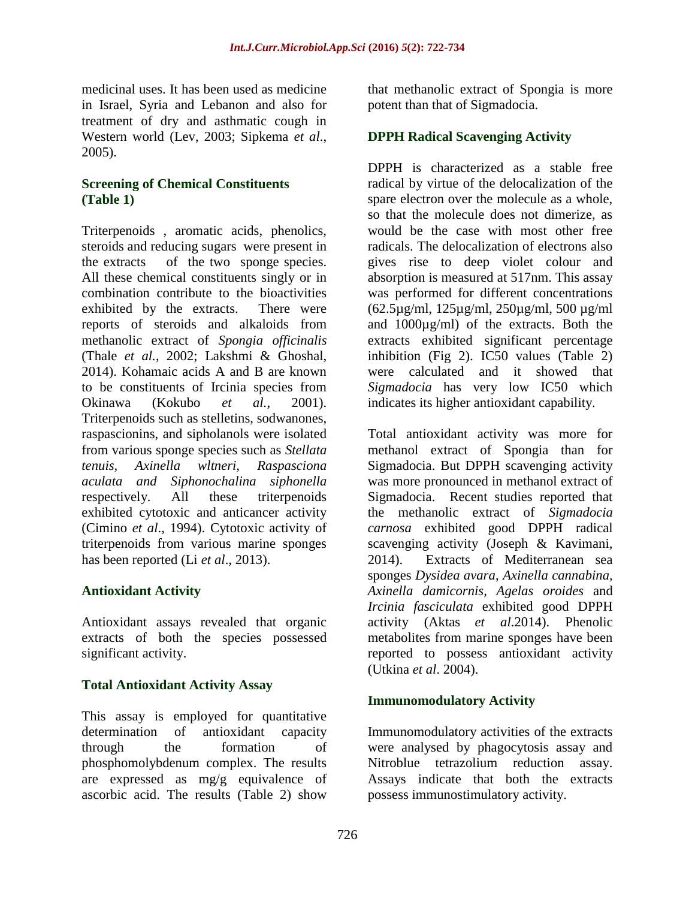medicinal uses. It has been used as medicine in Israel, Syria and Lebanon and also for treatment of dry and asthmatic cough in Western world (Lev, 2003; Sipkema *et al*., 2005).

### Screening of Chemical Constituents (Table 1)

Triterpenoids , aromatic acids, phenolics, steroids and reducing sugars were present in the extracts of the two sponge species. All these chemical constituents singly or in combination contribute to the bioactivities exhibited by the extracts. There were reports of steroids and alkaloids from methanolic extract of *Spongia officinalis* (Thale *et al.*, 2002; Lakshmi & Ghoshal, 2014). Kohamaic acids A and B are known to be constituents of Ircinia species from Okinawa (Kokubo *et al.*, 2001). Triterpenoids such as stelletins, sodwanones, raspascionins, and sipholanols were isolated from various sponge species such as *Stellata tenuis*, *Axinella wltneri*, *Raspasciona aculata and Siphonochalina siphonella* respectively. All these triterpenoids exhibited cytotoxic and anticancer activity (Cimino *et al*., 1994). Cytotoxic activity of triterpenoids from various marine sponges has been reported (Li *et al*., 2013).

### Antioxidant Activity

Antioxidant assays revealed that organic extracts of both the species possessed significant activity.

### Total Antioxidant Activity Assay

This assay is employed for quantitative determination of antioxidant capacity through the formation of phosphomolybdenum complex. The results are expressed as mg/g equivalence of ascorbic acid. The results (Table 2) show that methanolic extract of Spongia is more potent than that of Sigmadocia.

### DPPH Radical Scavenging Activity

DPPH is characterized as a stable free radical by virtue of the delocalization of the spare electron over the molecule as a whole, so that the molecule does not dimerize, as would be the case with most other free radicals. The delocalization of electrons also gives rise to deep violet colour and absorption is measured at 517nm. This assay was performed for different concentrations (62.5µg/ml, 125µg/ml, 250µg/ml, 500 µg/ml and 1000µg/ml) of the extracts. Both the extracts exhibited significant percentage inhibition (Fig 2). IC50 values (Table 2) were calculated and it showed that *Sigmadocia* has very low IC50 which indicates its higher antioxidant capability.

Total antioxidant activity was more for methanol extract of Spongia than for Sigmadocia. But DPPH scavenging activity was more pronounced in methanol extract of Sigmadocia. Recent studies reported that the methanolic extract of *Sigmadocia carnosa* exhibited good DPPH radical scavenging activity (Joseph & Kavimani, 2014). Extracts of Mediterranean sea sponges *Dysidea avara*, *Axinella cannabina*, *Axinella damicornis*, *Agelas oroides* and *Ircinia fasciculata* exhibited good DPPH activity (Aktas *et al*.2014). Phenolic metabolites from marine sponges have been reported to possess antioxidant activity (Utkina *et al*. 2004).

### Immunomodulatory Activity

Immunomodulatory activities of the extracts were analysed by phagocytosis assay and Nitroblue tetrazolium reduction assay. Assays indicate that both the extracts possess immunostimulatory activity.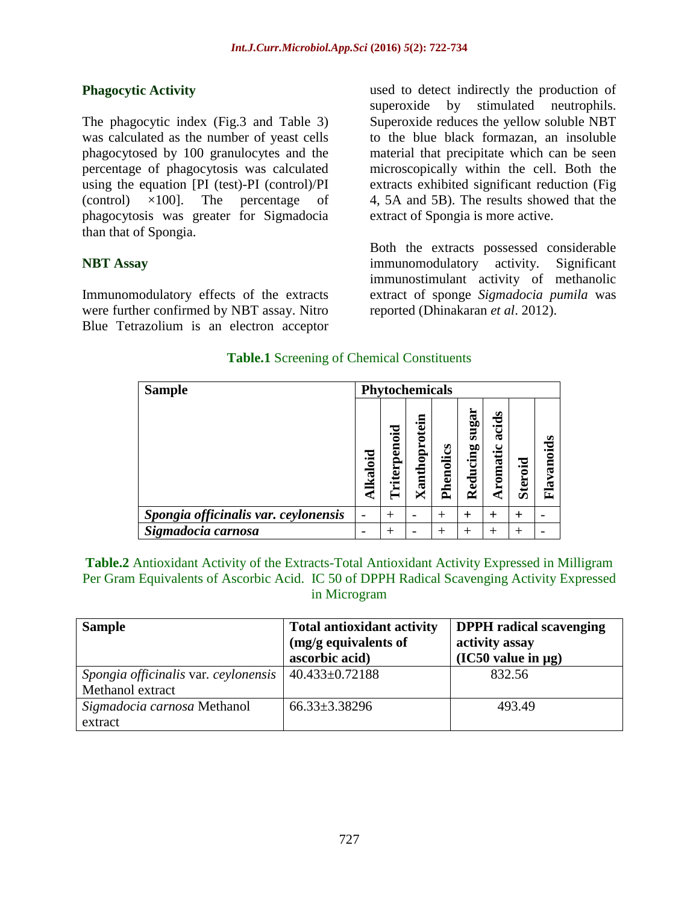### Phagocytic Activity

The phagocytic index (Fig.3 and Table 3) was calculated as the number of yeast cells phagocytosed by 100 granulocytes and the percentage of phagocytosis was calculated using the equation [PI (test)-PI (control)/PI (control) ×100]. The percentage of phagocytosis was greater for Sigmadocia than that of Spongia.

### NBT Assay

Immunomodulatory effects of the extracts were further confirmed by NBT assay. Nitro Blue Tetrazolium is an electron acceptor used to detect indirectly the production of superoxide by stimulated neutrophils. Superoxide reduces the yellow soluble NBT to the blue black formazan, an insoluble material that precipitate which can be seen microscopically within the cell. Both the extracts exhibited significant reduction (Fig 4, 5A and 5B). The results showed that the extract of Spongia is more active.

Both the extracts possessed considerable immunomodulatory activity. Significant immunostimulant activity of methanolic extract of sponge *Sigmadocia pumila* was reported (Dhinakaran *et al*. 2012).

**Table.1** Screening of Chemical Constituents

| Sample | Phytochemicals | | | | | | | |
|---|---|---|---|---|---|---|---|---|
| | Alkaloid | Triterpenoid | Xanthoprotein | Phenolics | Reducing sugar | Aromatic acids | Steroid | Flavanoids |
| ***Spongia officinalis var. ceylonensis*** | - | + | - | + | + | + | + | - |
| ***Sigmadocia carnosa*** | - | + | - | + | + | + | + | - |

**Table.2** Antioxidant Activity of the Extracts-Total Antioxidant Activity Expressed in Milligram Per Gram Equivalents of Ascorbic Acid. IC 50 of DPPH Radical Scavenging Activity Expressed in Microgram

| Sample | Total antioxidant activity (mg/g equivalents of ascorbic acid) | DPPH radical scavenging activity assay (IC50 value in µg) |
|---|---|---|
| *Spongia officinalis* var. *ceylonensis* Methanol extract | 40.433±0.72188 | 832.56 |
| *Sigmadocia carnosa* Methanol extract | 66.33±3.38296 | 493.49 |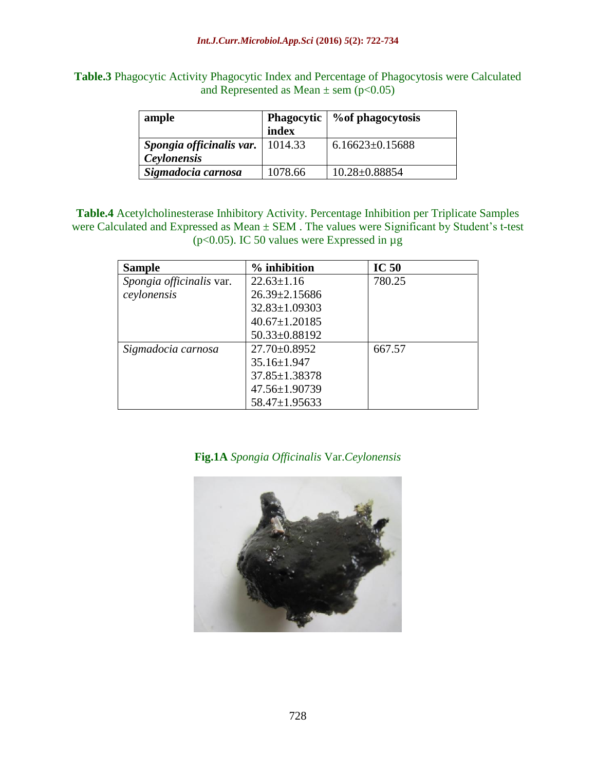**Table.3** Phagocytic Activity Phagocytic Index and Percentage of Phagocytosis were Calculated and Represented as Mean ± sem ($p<0.05$)

| ample | Phagocytic index | %of phagocytosis |
|---|---|---|
| ***Spongia officinalis var. Ceylonensis*** | 1014.33 | 6.16623±0.15688 |
| ***Sigmadocia carnosa*** | 1078.66 | 10.28±0.88854 |

**Table.4** Acetylcholinesterase Inhibitory Activity. Percentage Inhibition per Triplicate Samples were Calculated and Expressed as Mean ± SEM . The values were Significant by Student's t-test ($p<0.05$). IC 50 values were Expressed in µg

| Sample | % inhibition | IC 50 |
|---|---|---|
| *Spongia officinalis* var. *ceylonensis* | 22.63±1.16<br>26.39±2.15686<br>32.83±1.09303<br>40.67±1.20185<br>50.33±0.88192 | 780.25 |
| *Sigmadocia carnosa* | 27.70±0.8952<br>35.16±1.947<br>37.85±1.38378<br>47.56±1.90739<br>58.47±1.95633 | 667.57 |

**Fig.1A** *Spongia Officinalis* Var.*Ceylonensis*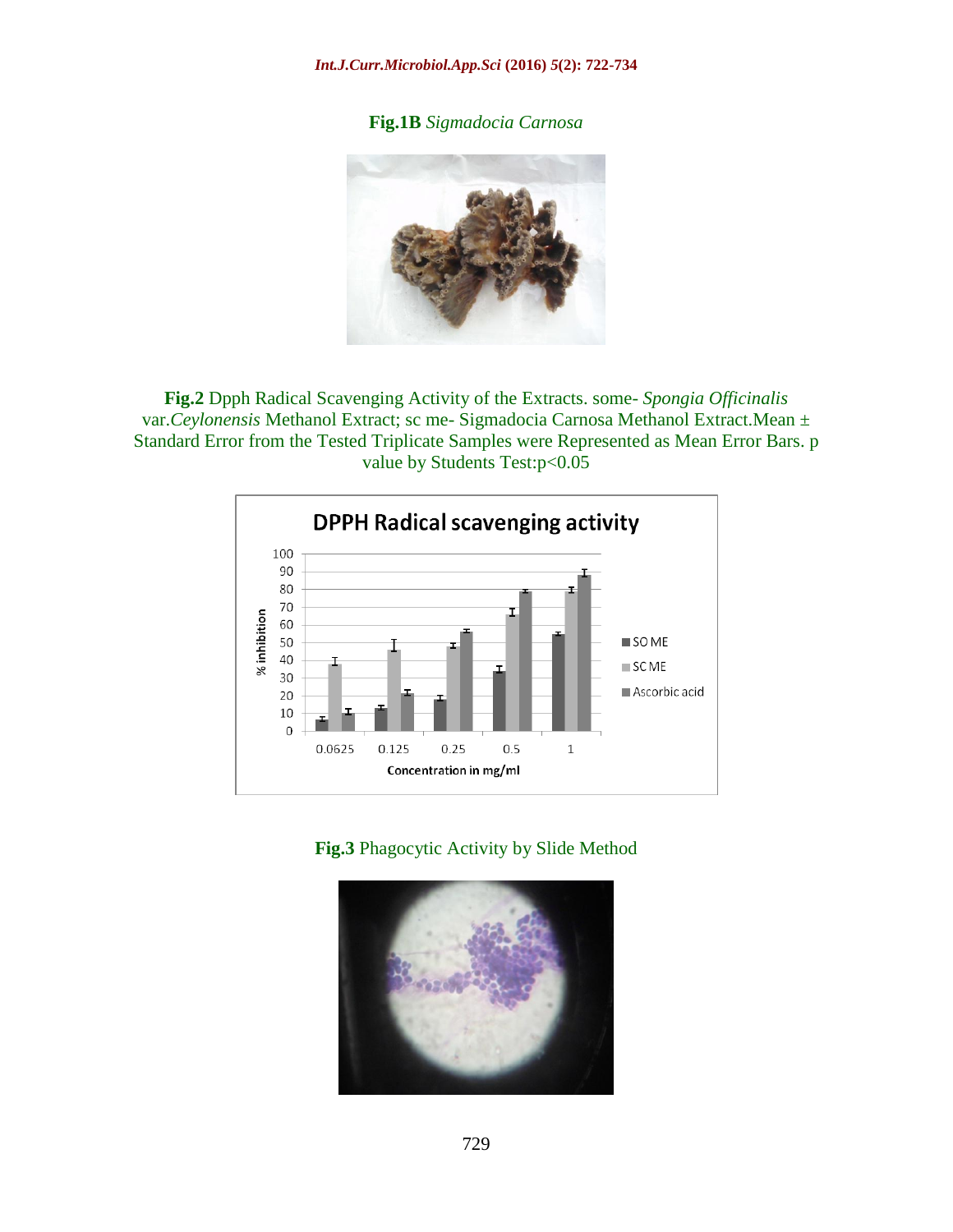**Fig.1B** *Sigmadocia Carnosa*

**Fig.2** Dpph Radical Scavenging Activity of the Extracts. some- *Spongia Officinalis* var.*Ceylonensis* Methanol Extract; sc me- Sigmadocia Carnosa Methanol Extract.Mean ± Standard Error from the Tested Triplicate Samples were Represented as Mean Error Bars. p value by Students Test:p<0.05

**Fig.3** Phagocytic Activity by Slide Method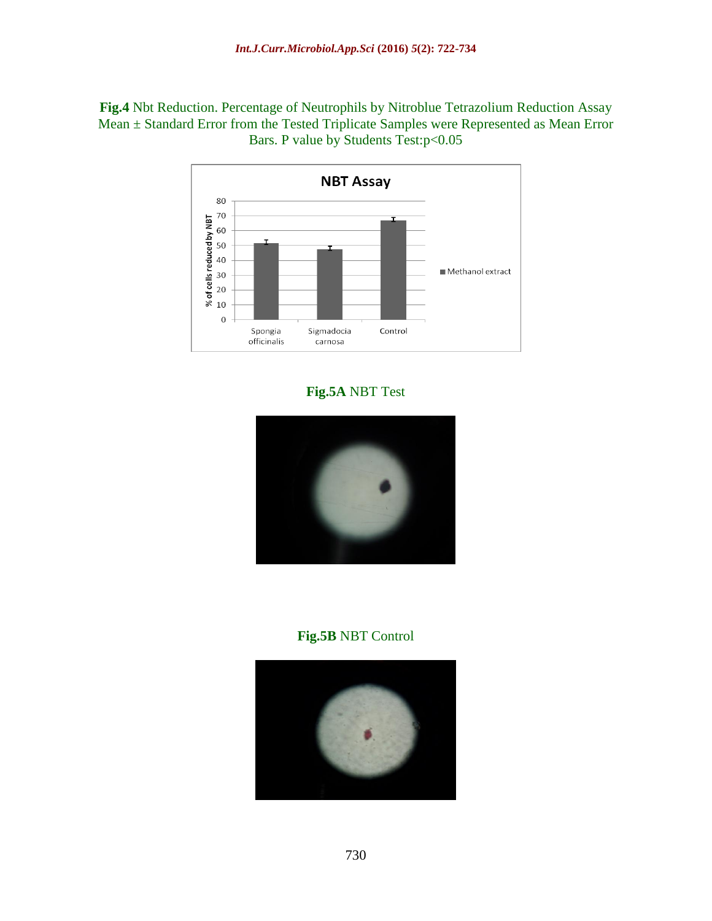**Fig.4** Nbt Reduction. Percentage of Neutrophils by Nitroblue Tetrazolium Reduction Assay Mean ± Standard Error from the Tested Triplicate Samples were Represented as Mean Error Bars. P value by Students Test:$p<0.05$

**Fig.5A** NBT Test

**Fig.5B** NBT Control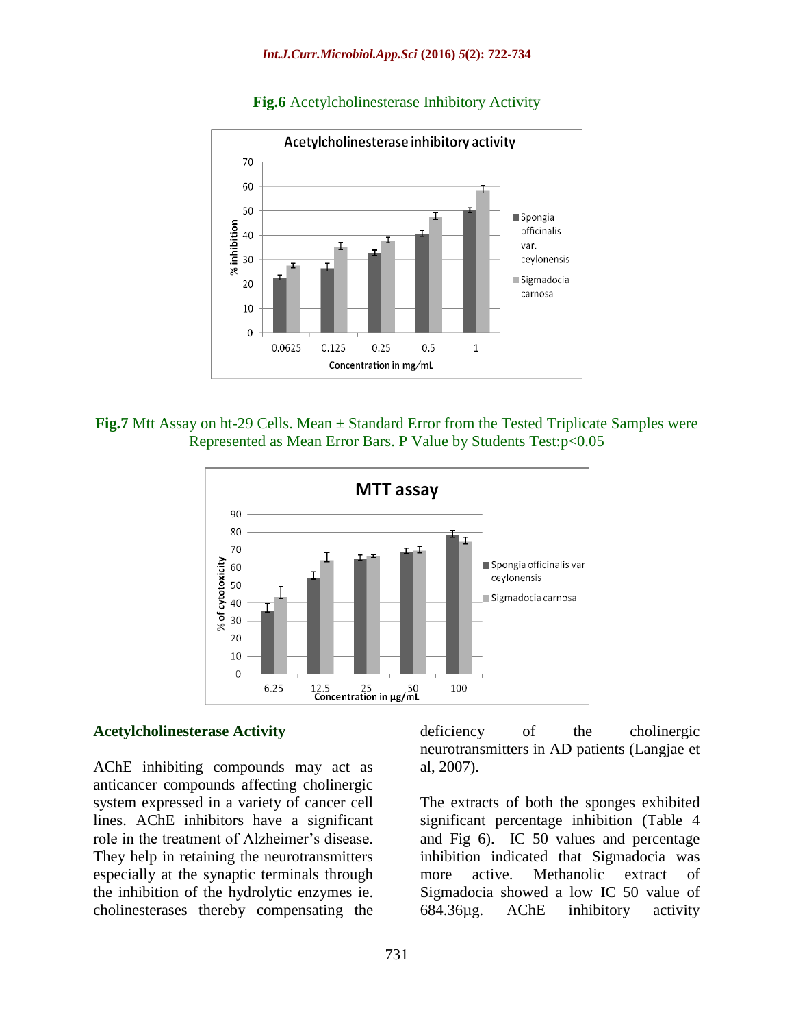**Fig.6** Acetylcholinesterase Inhibitory Activity

**Fig.7** Mtt Assay on ht-29 Cells. Mean ± Standard Error from the Tested Triplicate Samples were Represented as Mean Error Bars. P Value by Students Test:$p<0.05$

### Acetylcholinesterase Activity

AChE inhibiting compounds may act as anticancer compounds affecting cholinergic system expressed in a variety of cancer cell lines. AChE inhibitors have a significant role in the treatment of Alzheimer's disease. They help in retaining the neurotransmitters especially at the synaptic terminals through the inhibition of the hydrolytic enzymes ie. cholinesterases thereby compensating the deficiency of the cholinergic neurotransmitters in AD patients (Langjae et al, 2007).

The extracts of both the sponges exhibited significant percentage inhibition (Table 4 and Fig 6). IC 50 values and percentage inhibition indicated that Sigmadocia was more active. Methanolic extract of Sigmadocia showed a low IC 50 value of 684.36µg. AChE inhibitory activity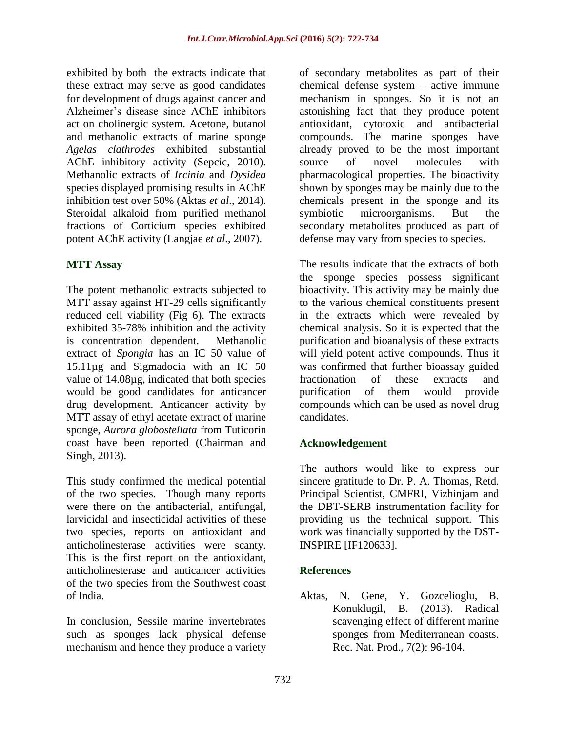exhibited by both the extracts indicate that these extract may serve as good candidates for development of drugs against cancer and Alzheimer's disease since AChE inhibitors act on cholinergic system. Acetone, butanol and methanolic extracts of marine sponge *Agelas clathrodes* exhibited substantial AChE inhibitory activity (Sepcic, 2010). Methanolic extracts of *Ircinia* and *Dysidea* species displayed promising results in AChE inhibition test over 50% (Aktas *et al*., 2014). Steroidal alkaloid from purified methanol fractions of Corticium species exhibited potent AChE activity (Langjae *et al*., 2007).

### MTT Assay

The potent methanolic extracts subjected to MTT assay against HT-29 cells significantly reduced cell viability (Fig 6). The extracts exhibited 35-78% inhibition and the activity is concentration dependent. Methanolic extract of *Spongia* has an IC 50 value of 15.11µg and Sigmadocia with an IC 50 value of 14.08µg, indicated that both species would be good candidates for anticancer drug development. Anticancer activity by MTT assay of ethyl acetate extract of marine sponge, *Aurora globostellata* from Tuticorin coast have been reported (Chairman and Singh, 2013).

This study confirmed the medical potential of the two species. Though many reports were there on the antibacterial, antifungal, larvicidal and insecticidal activities of these two species, reports on antioxidant and anticholinesterase activities were scanty. This is the first report on the antioxidant, anticholinesterase and anticancer activities of the two species from the Southwest coast of India.

In conclusion, Sessile marine invertebrates such as sponges lack physical defense mechanism and hence they produce a variety of secondary metabolites as part of their chemical defense system – active immune mechanism in sponges. So it is not an astonishing fact that they produce potent antioxidant, cytotoxic and antibacterial compounds. The marine sponges have already proved to be the most important source of novel molecules with pharmacological properties. The bioactivity shown by sponges may be mainly due to the chemicals present in the sponge and its symbiotic microorganisms. But the secondary metabolites produced as part of defense may vary from species to species.

The results indicate that the extracts of both the sponge species possess significant bioactivity. This activity may be mainly due to the various chemical constituents present in the extracts which were revealed by chemical analysis. So it is expected that the purification and bioanalysis of these extracts will yield potent active compounds. Thus it was confirmed that further bioassay guided fractionation of these extracts and purification of them would provide compounds which can be used as novel drug candidates.

### Acknowledgement

The authors would like to express our sincere gratitude to Dr. P. A. Thomas, Retd. Principal Scientist, CMFRI, Vizhinjam and the DBT-SERB instrumentation facility for providing us the technical support. This work was financially supported by the DST-INSPIRE [IF120633].

### References

Aktas, N. Gene, Y. Gozcelioglu, B. Konuklugil, B. (2013). Radical scavenging effect of different marine sponges from Mediterranean coasts. Rec. Nat. Prod., 7(2): 96-104.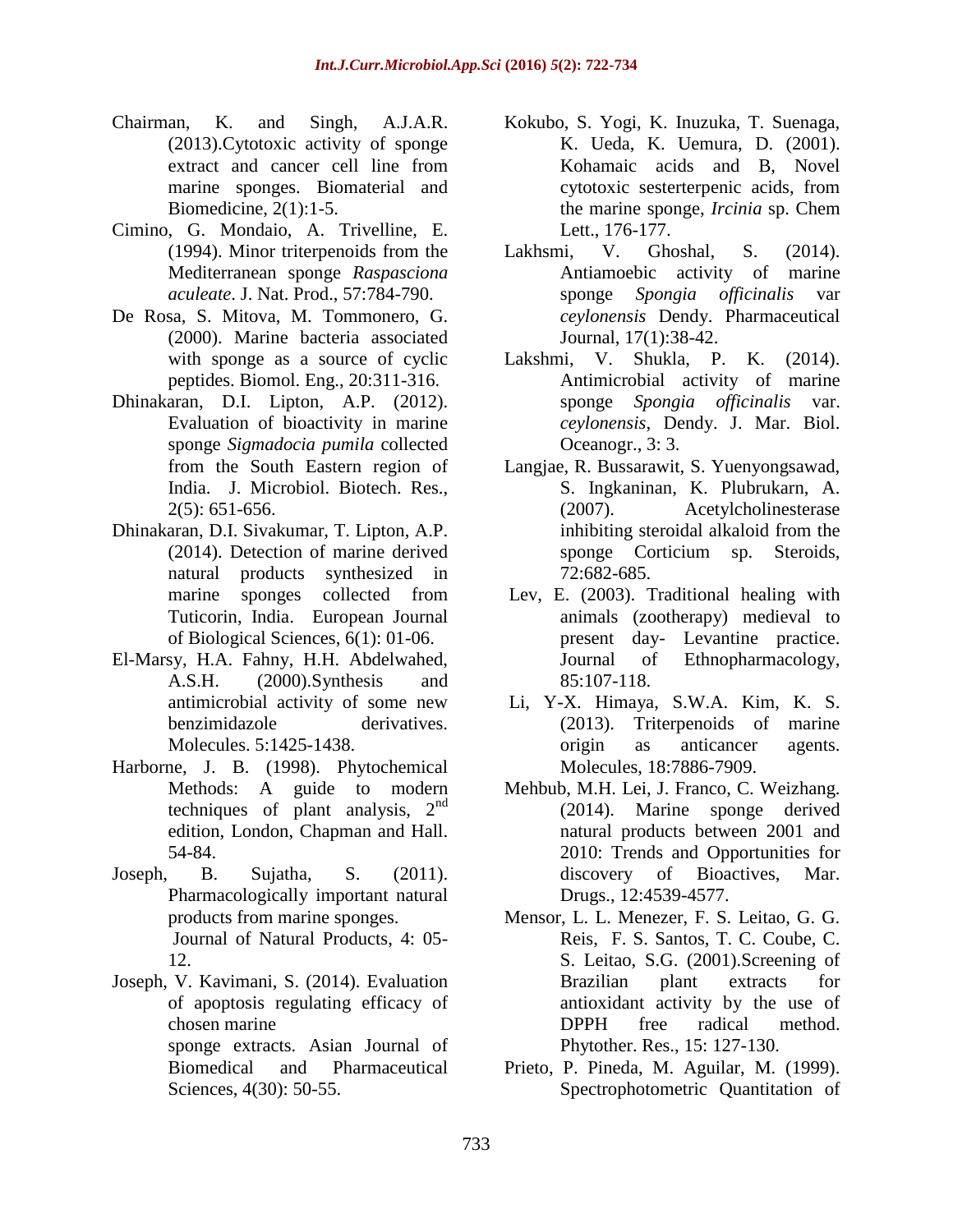Chairman, K. and Singh, A.J.A.R. (2013).Cytotoxic activity of sponge extract and cancer cell line from marine sponges. Biomaterial and Biomedicine, 2(1):1-5.

Cimino, G. Mondaio, A. Trivelline, E. (1994). Minor triterpenoids from the Mediterranean sponge *Raspasciona aculeate*. J. Nat. Prod., 57:784-790.

De Rosa, S. Mitova, M. Tommonero, G. (2000). Marine bacteria associated with sponge as a source of cyclic peptides. Biomol. Eng., 20:311-316.

Dhinakaran, D.I. Lipton, A.P. (2012). Evaluation of bioactivity in marine sponge *Sigmadocia pumila* collected from the South Eastern region of India. J. Microbiol. Biotech. Res., 2(5): 651-656.

Dhinakaran, D.I. Sivakumar, T. Lipton, A.P. (2014). Detection of marine derived natural products synthesized in marine sponges collected from Tuticorin, India. European Journal of Biological Sciences, 6(1): 01-06.

El-Marsy, H.A. Fahny, H.H. Abdelwahed, A.S.H. (2000).Synthesis and antimicrobial activity of some new benzimidazole derivatives. Molecules. 5:1425-1438.

Harborne, J. B. (1998). Phytochemical Methods: A guide to modern techniques of plant analysis, 2nd edition, London, Chapman and Hall. 54-84.

Joseph, B. Sujatha, S. (2011). Pharmacologically important natural products from marine sponges. Journal of Natural Products, 4: 05-12.

Joseph, V. Kavimani, S. (2014). Evaluation of apoptosis regulating efficacy of chosen marine sponge extracts. Asian Journal of Biomedical and Pharmaceutical Sciences, 4(30): 50-55.

Kokubo, S. Yogi, K. Inuzuka, T. Suenaga, K. Ueda, K. Uemura, D. (2001). Kohamaic acids and B, Novel cytotoxic sesterterpenic acids, from the marine sponge, *Ircinia* sp. Chem Lett., 176-177.

Lakhsmi, V. Ghoshal, S. (2014). Antiamoebic activity of marine sponge *Spongia officinalis* var *ceylonensis* Dendy. Pharmaceutical Journal, 17(1):38-42.

Lakshmi, V. Shukla, P. K. (2014). Antimicrobial activity of marine sponge *Spongia officinalis* var. *ceylonensis*, Dendy. J. Mar. Biol. Oceanogr., 3: 3.

Langjae, R. Bussarawit, S. Yuenyongsawad, S. Ingkaninan, K. Plubrukarn, A. (2007). Acetylcholinesterase inhibiting steroidal alkaloid from the sponge Corticium sp. Steroids, 72:682-685.

Lev, E. (2003). Traditional healing with animals (zootherapy) medieval to present day- Levantine practice. Journal of Ethnopharmacology, 85:107-118.

Li, Y-X. Himaya, S.W.A. Kim, K. S. (2013). Triterpenoids of marine origin as anticancer agents. Molecules, 18:7886-7909.

Mehbub, M.H. Lei, J. Franco, C. Weizhang. (2014). Marine sponge derived natural products between 2001 and 2010: Trends and Opportunities for discovery of Bioactives, Mar. Drugs., 12:4539-4577.

Mensor, L. L. Menezer, F. S. Leitao, G. G. Reis, F. S. Santos, T. C. Coube, C. S. Leitao, S.G. (2001).Screening of Brazilian plant extracts for antioxidant activity by the use of DPPH free radical method. Phytother. Res., 15: 127-130.

Prieto, P. Pineda, M. Aguilar, M. (1999). Spectrophotometric Quantitation of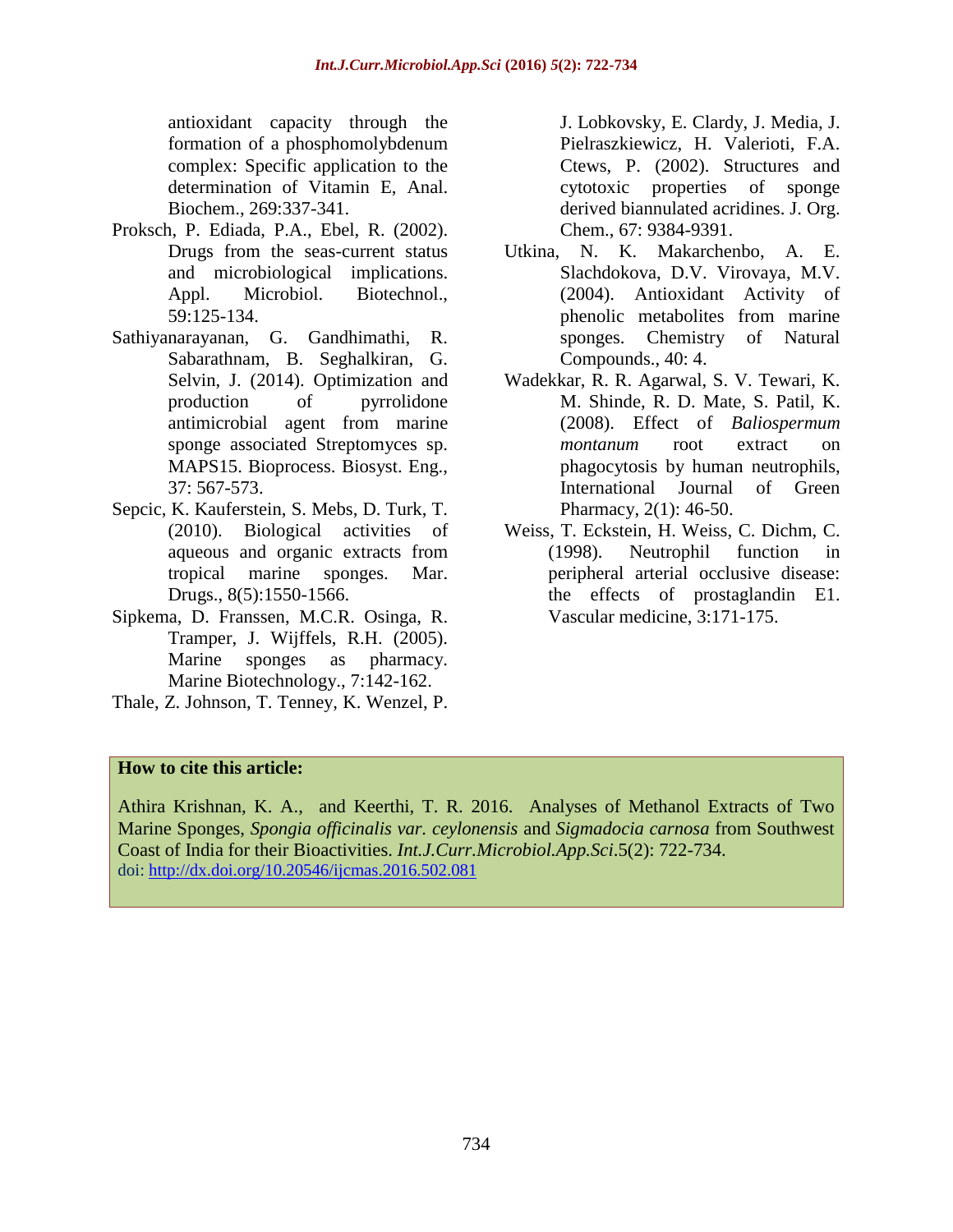antioxidant capacity through the formation of a phosphomolybdenum complex: Specific application to the determination of Vitamin E, Anal. Biochem., 269:337-341.

Proksch, P. Ediada, P.A., Ebel, R. (2002). Drugs from the seas-current status and microbiological implications. Appl. Microbiol. Biotechnol., 59:125-134.

Sathiyanarayanan, G. Gandhimathi, R. Sabarathnam, B. Seghalkiran, G. Selvin, J. (2014). Optimization and production of pyrrolidone antimicrobial agent from marine sponge associated Streptomyces sp. MAPS15. Bioprocess. Biosyst. Eng., 37: 567-573.

Sepcic, K. Kauferstein, S. Mebs, D. Turk, T. (2010). Biological activities of aqueous and organic extracts from tropical marine sponges. Mar. Drugs., 8(5):1550-1566.

Sipkema, D. Franssen, M.C.R. Osinga, R. Tramper, J. Wijffels, R.H. (2005). Marine sponges as pharmacy. Marine Biotechnology., 7:142-162.

Thale, Z. Johnson, T. Tenney, K. Wenzel, P. J. Lobkovsky, E. Clardy, J. Media, J. Pielraszkiewicz, H. Valerioti, F.A. Ctews, P. (2002). Structures and cytotoxic properties of sponge derived biannulated acridines. J. Org. Chem., 67: 9384-9391.

Utkina, N. K. Makarchenbo, A. E. Slachdokova, D.V. Virovaya, M.V. (2004). Antioxidant Activity of phenolic metabolites from marine sponges. Chemistry of Natural Compounds., 40: 4.

Wadekkar, R. R. Agarwal, S. V. Tewari, K. M. Shinde, R. D. Mate, S. Patil, K. (2008). Effect of *Baliospermum montanum* root extract on phagocytosis by human neutrophils, International Journal of Green Pharmacy, 2(1): 46-50.

Weiss, T. Eckstein, H. Weiss, C. Dichm, C. (1998). Neutrophil function in peripheral arterial occlusive disease: the effects of prostaglandin E1. Vascular medicine, 3:171-175.

**How to cite this article:**

Athira Krishnan, K. A., and Keerthi, T. R. 2016. Analyses of Methanol Extracts of Two Marine Sponges, *Spongia officinalis var. ceylonensis* and *Sigmadocia carnosa* from Southwest Coast of India for their Bioactivities. *Int.J.Curr.Microbiol.App.Sci*.5(2): 722-734.
doi: http://dx.doi.org/10.20546/ijcmas.2016.502.081